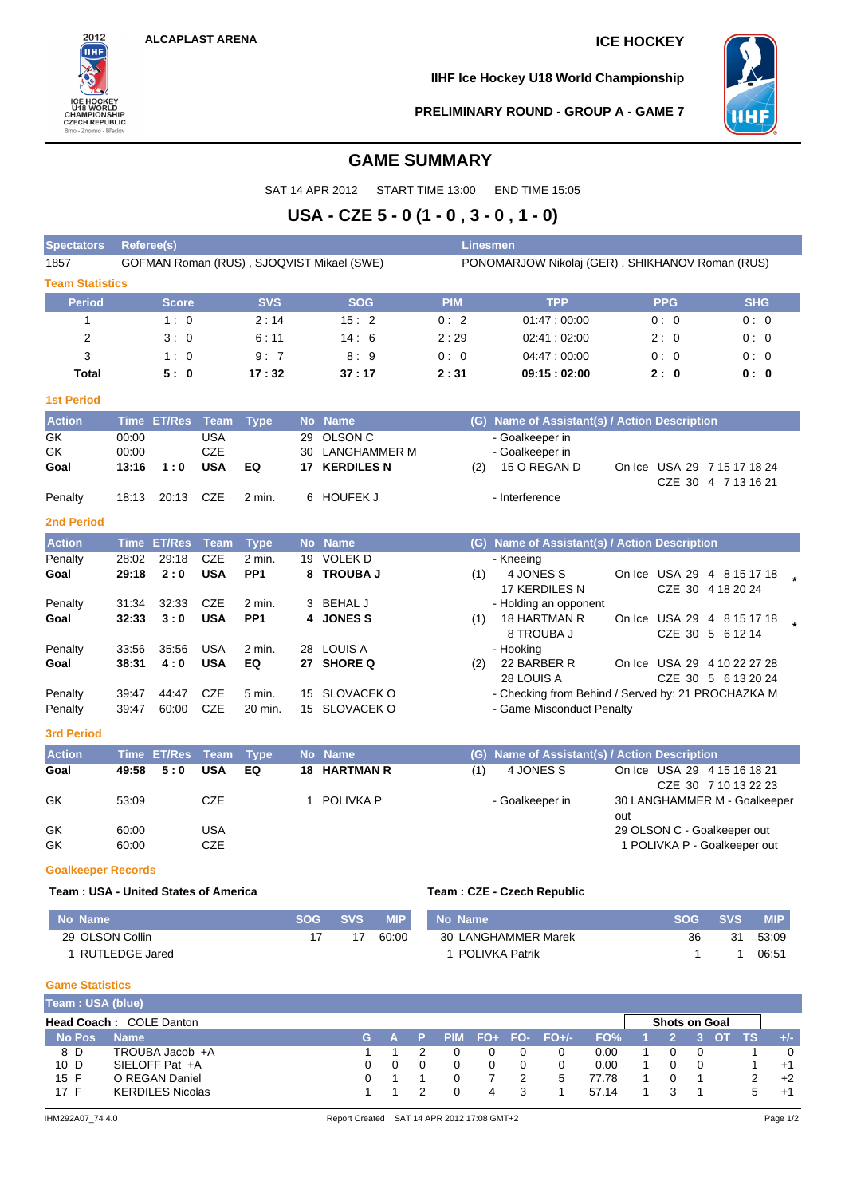ALCAPLAST ARENA

ICE HOCKEY

IIHF Ice Hockey U18 World Championship

PRELIMINARY ROUND - GROUP A - GAME 7

# GAME SUMMARY

SAT 14 APR 2012 START TIME 13:00 END TIME 15:05

## USA - CZE 5 - 0 (1 - 0 , 3 - 0 , 1 - 0)

| Spectators | Referee(s) | Linesmen |
|---|---|---|
| 1857 | GOFMAN Roman (RUS) , SJOQVIST Mikael (SWE) | PONOMARJOW Nikolaj (GER) , SHIKHANOV Roman (RUS) |

### Team Statistics

| Period | Score | SVS | SOG | PIM | TPP | PPG | SHG |
|---|---|---|---|---|---|---|---|
| 1 | 1 : 0 | 2 : 14 | 15 : 2 | 0 : 2 | 01:47 : 00:00 | 0 : 0 | 0 : 0 |
| 2 | 3 : 0 | 6 : 11 | 14 : 6 | 2 : 29 | 02:41 : 02:00 | 2 : 0 | 0 : 0 |
| 3 | 1 : 0 | 9 : 7 | 8 : 9 | 0 : 0 | 04:47 : 00:00 | 0 : 0 | 0 : 0 |
| **Total** | **5 : 0** | **17 : 32** | **37 : 17** | **2 : 31** | **09:15 : 02:00** | **2 : 0** | **0 : 0** |

### 1st Period

| Action | Time | ET/Res | Team | Type | No | Name | (G) | Name of Assistant(s) / Action Description | |
|---|---|---|---|---|---|---|---|---|---|
| GK | 00:00 | | USA | | 29 | OLSON C | | - Goalkeeper in | |
| GK | 00:00 | | CZE | | 30 | LANGHAMMER M | | - Goalkeeper in | |
| **Goal** | **13:16** | **1 : 0** | **USA** | **EQ** | **17** | **KERDILES N** | (2) | 15 O REGAN D | On Ice USA 29 7 15 17 18 24 / CZE 30 4 7 13 16 21 |
| Penalty | 18:13 | 20:13 | CZE | 2 min. | 6 | HOUFEK J | | - Interference | |

### 2nd Period

| Action | Time | ET/Res | Team | Type | No | Name | (G) | Name of Assistant(s) / Action Description | |
|---|---|---|---|---|---|---|---|---|---|
| Penalty | 28:02 | 29:18 | CZE | 2 min. | 19 | VOLEK D | | - Kneeing | |
| **Goal** | **29:18** | **2 : 0** | **USA** | **PP1** | **8** | **TROUBA J** | (1) | 4 JONES S / 17 KERDILES N | On Ice USA 29 4 8 15 17 18 / CZE 30 4 18 20 24 * |
| Penalty | 31:34 | 32:33 | CZE | 2 min. | 3 | BEHAL J | | - Holding an opponent | |
| **Goal** | **32:33** | **3 : 0** | **USA** | **PP1** | **4** | **JONES S** | (1) | 18 HARTMAN R / 8 TROUBA J | On Ice USA 29 4 8 15 17 18 / CZE 30 5 6 12 14 * |
| Penalty | 33:56 | 35:56 | USA | 2 min. | 28 | LOUIS A | | - Hooking | |
| **Goal** | **38:31** | **4 : 0** | **USA** | **EQ** | **27** | **SHORE Q** | (2) | 22 BARBER R / 28 LOUIS A | On Ice USA 29 4 10 22 27 28 / CZE 30 5 6 13 20 24 |
| Penalty | 39:47 | 44:47 | CZE | 5 min. | 15 | SLOVACEK O | | - Checking from Behind / Served by: 21 PROCHAZKA M | |
| Penalty | 39:47 | 60:00 | CZE | 20 min. | 15 | SLOVACEK O | | - Game Misconduct Penalty | |

### 3rd Period

| Action | Time | ET/Res | Team | Type | No | Name | (G) | Name of Assistant(s) / Action Description | |
|---|---|---|---|---|---|---|---|---|---|
| **Goal** | **49:58** | **5 : 0** | **USA** | **EQ** | **18** | **HARTMAN R** | (1) | 4 JONES S | On Ice USA 29 4 15 16 18 21 / CZE 30 7 10 13 22 23 |
| GK | 53:09 | | CZE | | 1 | POLIVKA P | | - Goalkeeper in | 30 LANGHAMMER M - Goalkeeper out |
| GK | 60:00 | | USA | | | | | | 29 OLSON C - Goalkeeper out |
| GK | 60:00 | | CZE | | | | | | 1 POLIVKA P - Goalkeeper out |

### Goalkeeper Records

**Team : USA - United States of America**

| No | Name | SOG | SVS | MIP |
|---|---|---|---|---|
| 29 | OLSON Collin | 17 | 17 | 60:00 |
| 1 | RUTLEDGE Jared | | | |

**Team : CZE - Czech Republic**

| No | Name | SOG | SVS | MIP |
|---|---|---|---|---|
| 30 | LANGHAMMER Marek | 36 | 31 | 53:09 |
| 1 | POLIVKA Patrik | 1 | 1 | 06:51 |

### Game Statistics

**Team : USA (blue)**

**Head Coach :** COLE Danton

| No | Pos | Name | G | A | P | PIM | FO+ | FO- | FO+/- | FO% | SOG 1 | SOG 2 | SOG 3 | SOG OT | SOG TS | +/- |
|---|---|---|---|---|---|---|---|---|---|---|---|---|---|---|---|---|
| 8 | D | TROUBA Jacob +A | 1 | 1 | 2 | 0 | 0 | 0 | 0 | 0.00 | 1 | 0 | 0 | | 1 | 0 |
| 10 | D | SIELOFF Pat +A | 0 | 0 | 0 | 0 | 0 | 0 | 0 | 0.00 | 1 | 0 | 0 | | 1 | +1 |
| 15 | F | O REGAN Daniel | 0 | 1 | 1 | 0 | 7 | 2 | 5 | 77.78 | 1 | 0 | 1 | | 2 | +2 |
| 17 | F | KERDILES Nicolas | 1 | 1 | 2 | 0 | 4 | 3 | 1 | 57.14 | 1 | 3 | 1 | | 5 | +1 |

IHM292A07_74 4.0 Report Created SAT 14 APR 2012 17:08 GMT+2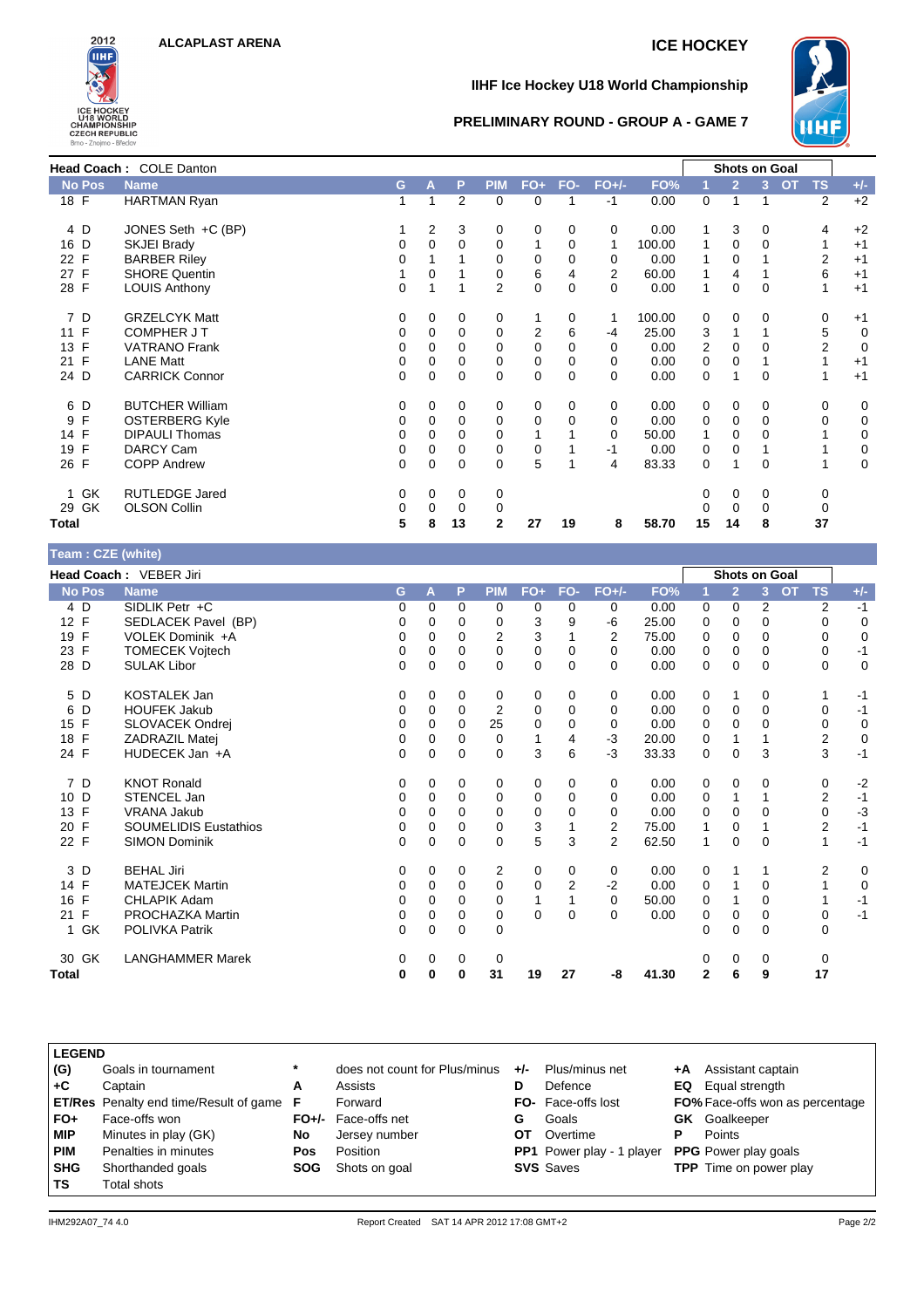ALCAPLAST ARENA

ICE HOCKEY

IIHF Ice Hockey U18 World Championship

PRELIMINARY ROUND - GROUP A - GAME 7

**Head Coach :** COLE Danton

| No Pos | Name | G | A | P | PIM | FO+ | FO- | FO+/- | FO% | 1 | 2 | 3 | OT | TS | +/- |
|---|---|---|---|---|---|---|---|---|---|---|---|---|---|---|---|
| | | | | | | | | | | Shots on Goal | | | | | |
| 18 F | HARTMAN Ryan | 1 | 1 | 2 | 0 | 0 | 1 | -1 | 0.00 | 0 | 1 | 1 | | 2 | +2 |
| 4 D | JONES Seth +C (BP) | 1 | 2 | 3 | 0 | 0 | 0 | 0 | 0.00 | 1 | 3 | 0 | | 4 | +2 |
| 16 D | SKJEI Brady | 0 | 0 | 0 | 0 | 1 | 0 | 1 | 100.00 | 1 | 0 | 0 | | 1 | +1 |
| 22 F | BARBER Riley | 0 | 1 | 1 | 0 | 0 | 0 | 0 | 0.00 | 1 | 0 | 1 | | 2 | +1 |
| 27 F | SHORE Quentin | 1 | 0 | 1 | 0 | 6 | 4 | 2 | 60.00 | 1 | 4 | 1 | | 6 | +1 |
| 28 F | LOUIS Anthony | 0 | 1 | 1 | 2 | 0 | 0 | 0 | 0.00 | 1 | 0 | 0 | | 1 | +1 |
| 7 D | GRZELCYK Matt | 0 | 0 | 0 | 0 | 1 | 0 | 1 | 100.00 | 0 | 0 | 0 | | 0 | +1 |
| 11 F | COMPHER J T | 0 | 0 | 0 | 0 | 2 | 6 | -4 | 25.00 | 3 | 1 | 1 | | 5 | 0 |
| 13 F | VATRANO Frank | 0 | 0 | 0 | 0 | 0 | 0 | 0 | 0.00 | 2 | 0 | 0 | | 2 | 0 |
| 21 F | LANE Matt | 0 | 0 | 0 | 0 | 0 | 0 | 0 | 0.00 | 0 | 0 | 1 | | 1 | +1 |
| 24 D | CARRICK Connor | 0 | 0 | 0 | 0 | 0 | 0 | 0 | 0.00 | 0 | 1 | 0 | | 1 | +1 |
| 6 D | BUTCHER William | 0 | 0 | 0 | 0 | 0 | 0 | 0 | 0.00 | 0 | 0 | 0 | | 0 | 0 |
| 9 F | OSTERBERG Kyle | 0 | 0 | 0 | 0 | 0 | 0 | 0 | 0.00 | 0 | 0 | 0 | | 0 | 0 |
| 14 F | DIPAULI Thomas | 0 | 0 | 0 | 0 | 1 | 1 | 0 | 50.00 | 1 | 0 | 0 | | 1 | 0 |
| 19 F | DARCY Cam | 0 | 0 | 0 | 0 | 0 | 1 | -1 | 0.00 | 0 | 0 | 1 | | 1 | 0 |
| 26 F | COPP Andrew | 0 | 0 | 0 | 0 | 5 | 1 | 4 | 83.33 | 0 | 1 | 0 | | 1 | 0 |
| 1 GK | RUTLEDGE Jared | 0 | 0 | 0 | 0 | | | | | 0 | 0 | 0 | | 0 | |
| 29 GK | OLSON Collin | 0 | 0 | 0 | 0 | | | | | 0 | 0 | 0 | | 0 | |
| **Total** | | **5** | **8** | **13** | **2** | **27** | **19** | **8** | **58.70** | **15** | **14** | **8** | | **37** | |

**Team : CZE (white)**

**Head Coach :** VEBER Jiri

| No Pos | Name | G | A | P | PIM | FO+ | FO- | FO+/- | FO% | 1 | 2 | 3 | OT | TS | +/- |
|---|---|---|---|---|---|---|---|---|---|---|---|---|---|---|---|
| | | | | | | | | | | Shots on Goal | | | | | |
| 4 D | SIDLIK Petr +C | 0 | 0 | 0 | 0 | 0 | 0 | 0 | 0.00 | 0 | 0 | 2 | | 2 | -1 |
| 12 F | SEDLACEK Pavel (BP) | 0 | 0 | 0 | 0 | 3 | 9 | -6 | 25.00 | 0 | 0 | 0 | | 0 | 0 |
| 19 F | VOLEK Dominik +A | 0 | 0 | 0 | 2 | 3 | 1 | 2 | 75.00 | 0 | 0 | 0 | | 0 | 0 |
| 23 F | TOMECEK Vojtech | 0 | 0 | 0 | 0 | 0 | 0 | 0 | 0.00 | 0 | 0 | 0 | | 0 | -1 |
| 28 D | SULAK Libor | 0 | 0 | 0 | 0 | 0 | 0 | 0 | 0.00 | 0 | 0 | 0 | | 0 | 0 |
| 5 D | KOSTALEK Jan | 0 | 0 | 0 | 0 | 0 | 0 | 0 | 0.00 | 0 | 1 | 0 | | 1 | -1 |
| 6 D | HOUFEK Jakub | 0 | 0 | 0 | 2 | 0 | 0 | 0 | 0.00 | 0 | 0 | 0 | | 0 | -1 |
| 15 F | SLOVACEK Ondrej | 0 | 0 | 0 | 25 | 0 | 0 | 0 | 0.00 | 0 | 0 | 0 | | 0 | 0 |
| 18 F | ZADRAZIL Matej | 0 | 0 | 0 | 0 | 1 | 4 | -3 | 20.00 | 0 | 1 | 1 | | 2 | 0 |
| 24 F | HUDECEK Jan +A | 0 | 0 | 0 | 0 | 3 | 6 | -3 | 33.33 | 0 | 0 | 3 | | 3 | -1 |
| 7 D | KNOT Ronald | 0 | 0 | 0 | 0 | 0 | 0 | 0 | 0.00 | 0 | 0 | 0 | | 0 | -2 |
| 10 D | STENCEL Jan | 0 | 0 | 0 | 0 | 0 | 0 | 0 | 0.00 | 0 | 1 | 1 | | 2 | -1 |
| 13 F | VRANA Jakub | 0 | 0 | 0 | 0 | 0 | 0 | 0 | 0.00 | 0 | 0 | 0 | | 0 | -3 |
| 20 F | SOUMELIDIS Eustathios | 0 | 0 | 0 | 0 | 3 | 1 | 2 | 75.00 | 1 | 0 | 1 | | 2 | -1 |
| 22 F | SIMON Dominik | 0 | 0 | 0 | 0 | 5 | 3 | 2 | 62.50 | 1 | 0 | 0 | | 1 | -1 |
| 3 D | BEHAL Jiri | 0 | 0 | 0 | 2 | 0 | 0 | 0 | 0.00 | 0 | 1 | 1 | | 2 | 0 |
| 14 F | MATEJCEK Martin | 0 | 0 | 0 | 0 | 0 | 2 | -2 | 0.00 | 0 | 1 | 0 | | 1 | 0 |
| 16 F | CHLAPIK Adam | 0 | 0 | 0 | 0 | 1 | 1 | 0 | 50.00 | 0 | 1 | 0 | | 1 | -1 |
| 21 F | PROCHAZKA Martin | 0 | 0 | 0 | 0 | 0 | 0 | 0 | 0.00 | 0 | 0 | 0 | | 0 | -1 |
| 1 GK | POLIVKA Patrik | 0 | 0 | 0 | 0 | | | | | 0 | 0 | 0 | | 0 | |
| 30 GK | LANGHAMMER Marek | 0 | 0 | 0 | 0 | | | | | 0 | 0 | 0 | | 0 | |
| **Total** | | **0** | **0** | **0** | **31** | **19** | **27** | **-8** | **41.30** | **2** | **6** | **9** | | **17** | |

**LEGEND**

| | | | | | | | |
|---|---|---|---|---|---|---|---|
| (G) | Goals in tournament | * | does not count for Plus/minus | +/- | Plus/minus net | +A | Assistant captain |
| +C | Captain | A | Assists | D | Defence | EQ | Equal strength |
| ET/Res | Penalty end time/Result of game | F | Forward | FO- | Face-offs lost | FO% | Face-offs won as percentage |
| FO+ | Face-offs won | FO+/- | Face-offs net | G | Goals | GK | Goalkeeper |
| MIP | Minutes in play (GK) | No | Jersey number | OT | Overtime | P | Points |
| PIM | Penalties in minutes | Pos | Position | PP1 | Power play - 1 player | PPG | Power play goals |
| SHG | Shorthanded goals | SOG | Shots on goal | SVS | Saves | TPP | Time on power play |
| TS | Total shots | | | | | | |

IHM292A07_74 4.0 Report Created SAT 14 APR 2012 17:08 GMT+2